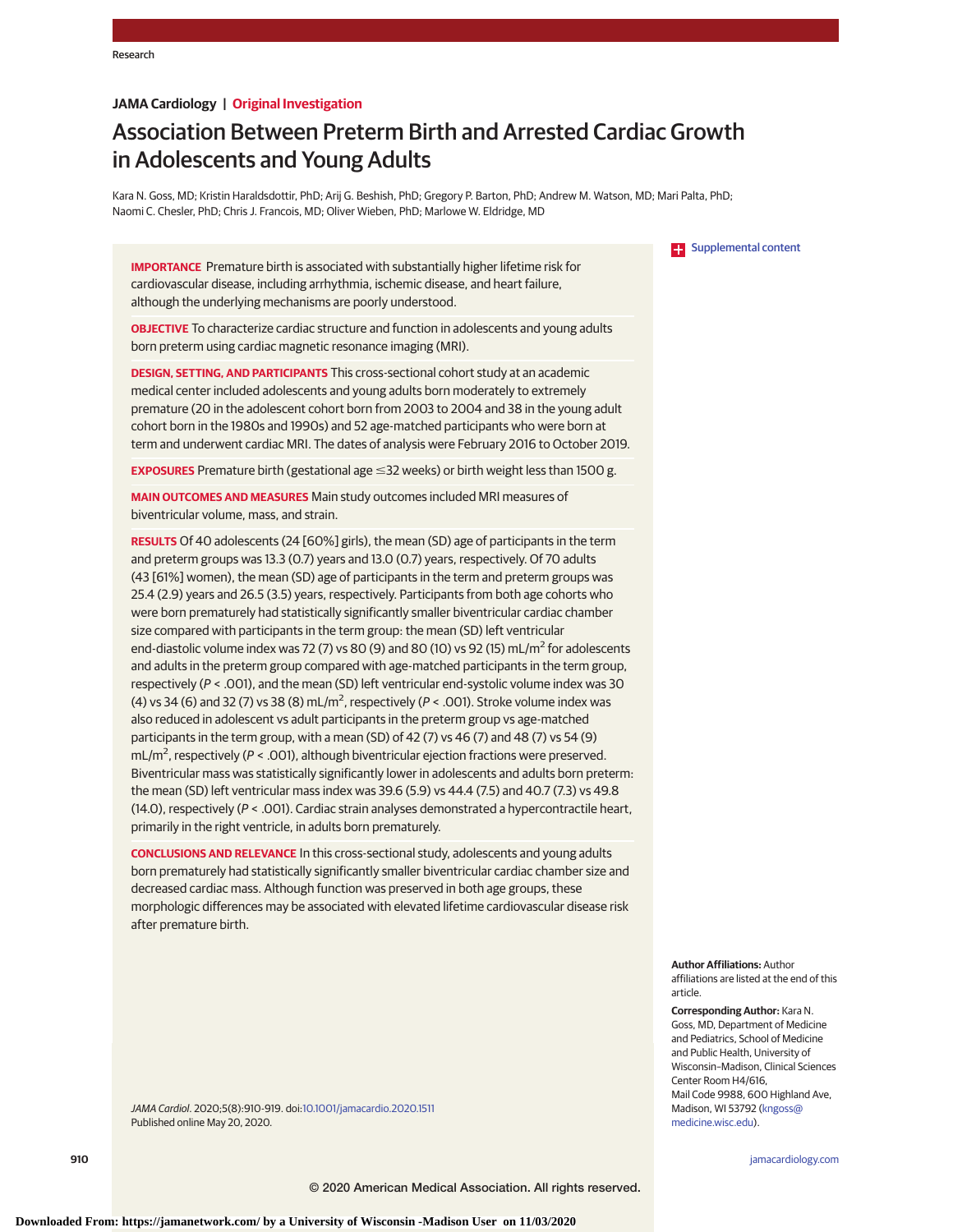JAMA Cardiology | Original Investigation

# Association Between Preterm Birth and Arrested Cardiac Growth in Adolescents and Young Adults

Kara N. Goss, MD; Kristin Haraldsdottir, PhD; Arij G. Beshish, PhD; Gregory P. Barton, PhD; Andrew M. Watson, MD; Mari Palta, PhD; Naomi C. Chesler, PhD; Chris J. Francois, MD; Oliver Wieben, PhD; Marlowe W. Eldridge, MD

Supplemental content

**IMPORTANCE** Premature birth is associated with substantially higher lifetime risk for cardiovascular disease, including arrhythmia, ischemic disease, and heart failure, although the underlying mechanisms are poorly understood.

**OBJECTIVE** To characterize cardiac structure and function in adolescents and young adults born preterm using cardiac magnetic resonance imaging (MRI).

**DESIGN, SETTING, AND PARTICIPANTS** This cross-sectional cohort study at an academic medical center included adolescents and young adults born moderately to extremely premature (20 in the adolescent cohort born from 2003 to 2004 and 38 in the young adult cohort born in the 1980s and 1990s) and 52 age-matched participants who were born at term and underwent cardiac MRI. The dates of analysis were February 2016 to October 2019.

**EXPOSURES** Premature birth (gestational age ≤32 weeks) or birth weight less than 1500 g.

**MAIN OUTCOMES AND MEASURES** Main study outcomes included MRI measures of biventricular volume, mass, and strain.

**RESULTS** Of 40 adolescents (24 [60%] girls), the mean (SD) age of participants in the term and preterm groups was 13.3 (0.7) years and 13.0 (0.7) years, respectively. Of 70 adults (43 [61%] women), the mean (SD) age of participants in the term and preterm groups was 25.4 (2.9) years and 26.5 (3.5) years, respectively. Participants from both age cohorts who were born prematurely had statistically significantly smaller biventricular cardiac chamber size compared with participants in the term group: the mean (SD) left ventricular end-diastolic volume index was 72 (7) vs 80 (9) and 80 (10) vs 92 (15) mL/m$^2$ for adolescents and adults in the preterm group compared with age-matched participants in the term group, respectively ($P < .001$), and the mean (SD) left ventricular end-systolic volume index was 30 (4) vs 34 (6) and 32 (7) vs 38 (8) mL/m$^2$, respectively ($P < .001$). Stroke volume index was also reduced in adolescent vs adult participants in the preterm group vs age-matched participants in the term group, with a mean (SD) of 42 (7) vs 46 (7) and 48 (7) vs 54 (9) mL/m$^2$, respectively ($P < .001$), although biventricular ejection fractions were preserved. Biventricular mass was statistically significantly lower in adolescents and adults born preterm: the mean (SD) left ventricular mass index was 39.6 (5.9) vs 44.4 (7.5) and 40.7 (7.3) vs 49.8 (14.0), respectively ($P < .001$). Cardiac strain analyses demonstrated a hypercontractile heart, primarily in the right ventricle, in adults born prematurely.

**CONCLUSIONS AND RELEVANCE** In this cross-sectional study, adolescents and young adults born prematurely had statistically significantly smaller biventricular cardiac chamber size and decreased cardiac mass. Although function was preserved in both age groups, these morphologic differences may be associated with elevated lifetime cardiovascular disease risk after premature birth.

*JAMA Cardiol*. 2020;5(8):910-919. doi:10.1001/jamacardio.2020.1511
Published online May 20, 2020.

**Author Affiliations:** Author affiliations are listed at the end of this article.

**Corresponding Author:** Kara N. Goss, MD, Department of Medicine and Pediatrics, School of Medicine and Public Health, University of Wisconsin–Madison, Clinical Sciences Center Room H4/616, Mail Code 9988, 600 Highland Ave, Madison, WI 53792 (kngoss@medicine.wisc.edu).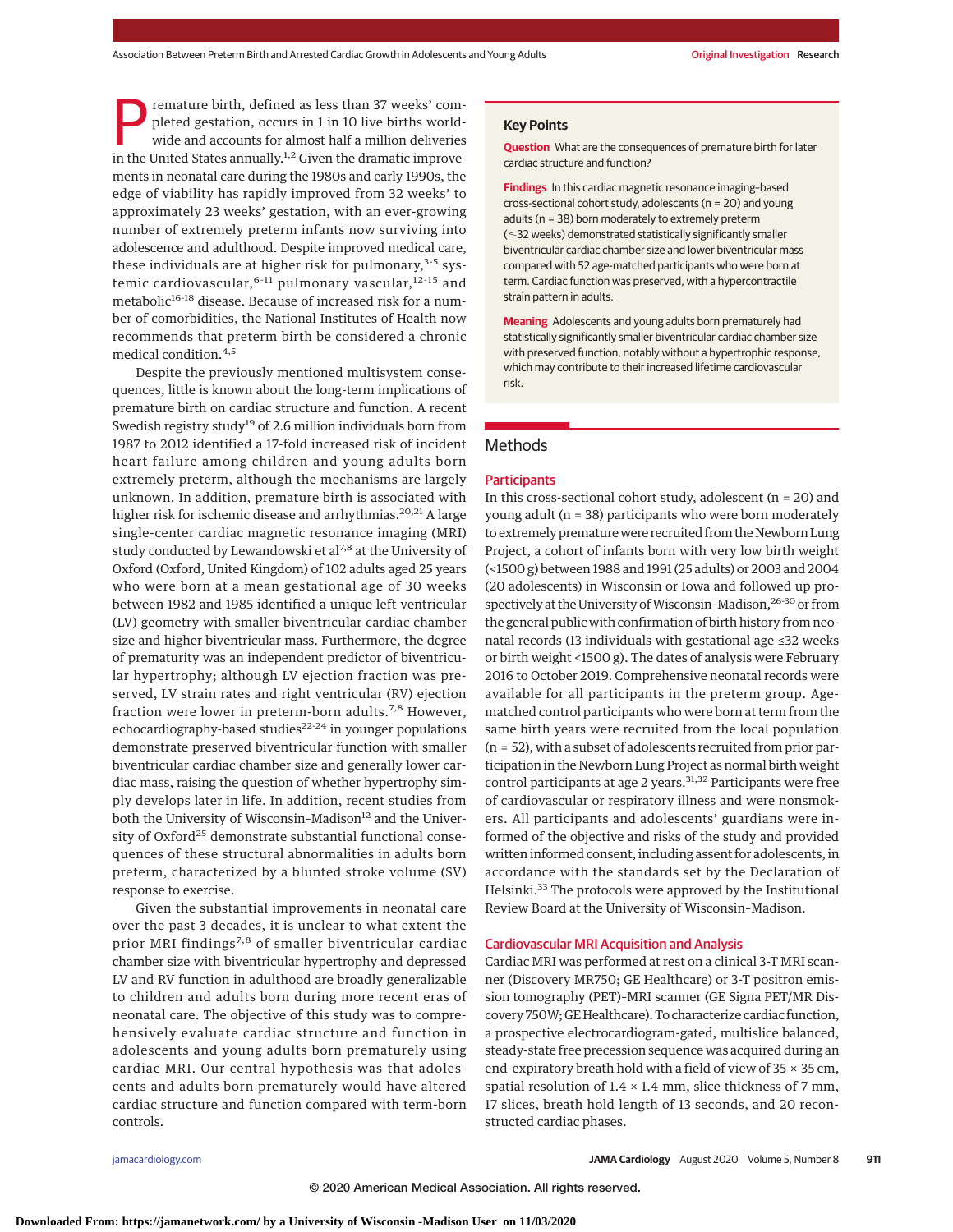Premature birth, defined as less than 37 weeks' completed gestation, occurs in 1 in 10 live births worldwide and accounts for almost half a million deliveries in the United States annually.[1,2] Given the dramatic improvements in neonatal care during the 1980s and early 1990s, the edge of viability has rapidly improved from 32 weeks' to approximately 23 weeks' gestation, with an ever-growing number of extremely preterm infants now surviving into adolescence and adulthood. Despite improved medical care, these individuals are at higher risk for pulmonary,[3-5] systemic cardiovascular,[6-11] pulmonary vascular,[12-15] and metabolic[16-18] disease. Because of increased risk for a number of comorbidities, the National Institutes of Health now recommends that preterm birth be considered a chronic medical condition.[4,5]

Despite the previously mentioned multisystem consequences, little is known about the long-term implications of premature birth on cardiac structure and function. A recent Swedish registry study[19] of 2.6 million individuals born from 1987 to 2012 identified a 17-fold increased risk of incident heart failure among children and young adults born extremely preterm, although the mechanisms are largely unknown. In addition, premature birth is associated with higher risk for ischemic disease and arrhythmias.[20,21] A large single-center cardiac magnetic resonance imaging (MRI) study conducted by Lewandowski et al[7,8] at the University of Oxford (Oxford, United Kingdom) of 102 adults aged 25 years who were born at a mean gestational age of 30 weeks between 1982 and 1985 identified a unique left ventricular (LV) geometry with smaller biventricular cardiac chamber size and higher biventricular mass. Furthermore, the degree of prematurity was an independent predictor of biventricular hypertrophy; although LV ejection fraction was preserved, LV strain rates and right ventricular (RV) ejection fraction were lower in preterm-born adults.[7,8] However, echocardiography-based studies[22-24] in younger populations demonstrate preserved biventricular function with smaller biventricular cardiac chamber size and generally lower cardiac mass, raising the question of whether hypertrophy simply develops later in life. In addition, recent studies from both the University of Wisconsin–Madison[12] and the University of Oxford[25] demonstrate substantial functional consequences of these structural abnormalities in adults born preterm, characterized by a blunted stroke volume (SV) response to exercise.

Given the substantial improvements in neonatal care over the past 3 decades, it is unclear to what extent the prior MRI findings[7,8] of smaller biventricular cardiac chamber size with biventricular hypertrophy and depressed LV and RV function in adulthood are broadly generalizable to children and adults born during more recent eras of neonatal care. The objective of this study was to comprehensively evaluate cardiac structure and function in adolescents and young adults born prematurely using cardiac MRI. Our central hypothesis was that adolescents and adults born prematurely would have altered cardiac structure and function compared with term-born controls.

> **Key Points**
>
> **Question** What are the consequences of premature birth for later cardiac structure and function?
>
> **Findings** In this cardiac magnetic resonance imaging–based cross-sectional cohort study, adolescents (n = 20) and young adults (n = 38) born moderately to extremely preterm (≤32 weeks) demonstrated statistically significantly smaller biventricular cardiac chamber size and lower biventricular mass compared with 52 age-matched participants who were born at term. Cardiac function was preserved, with a hypercontractile strain pattern in adults.
>
> **Meaning** Adolescents and young adults born prematurely had statistically significantly smaller biventricular cardiac chamber size with preserved function, notably without a hypertrophic response, which may contribute to their increased lifetime cardiovascular risk.

## Methods

### Participants

In this cross-sectional cohort study, adolescent (n = 20) and young adult (n = 38) participants who were born moderately to extremely premature were recruited from the Newborn Lung Project, a cohort of infants born with very low birth weight (<1500 g) between 1988 and 1991 (25 adults) or 2003 and 2004 (20 adolescents) in Wisconsin or Iowa and followed up prospectively at the University of Wisconsin–Madison,[26-30] or from the general public with confirmation of birth history from neonatal records (13 individuals with gestational age ≤32 weeks or birth weight <1500 g). The dates of analysis were February 2016 to October 2019. Comprehensive neonatal records were available for all participants in the preterm group. Age-matched control participants who were born at term from the same birth years were recruited from the local population (n = 52), with a subset of adolescents recruited from prior participation in the Newborn Lung Project as normal birth weight control participants at age 2 years.[31,32] Participants were free of cardiovascular or respiratory illness and were nonsmokers. All participants and adolescents' guardians were informed of the objective and risks of the study and provided written informed consent, including assent for adolescents, in accordance with the standards set by the Declaration of Helsinki.[33] The protocols were approved by the Institutional Review Board at the University of Wisconsin–Madison.

### Cardiovascular MRI Acquisition and Analysis

Cardiac MRI was performed at rest on a clinical 3-T MRI scanner (Discovery MR750; GE Healthcare) or 3-T positron emission tomography (PET)–MRI scanner (GE Signa PET/MR Discovery 750W; GE Healthcare). To characterize cardiac function, a prospective electrocardiogram-gated, multislice balanced, steady-state free precession sequence was acquired during an end-expiratory breath hold with a field of view of 35 × 35 cm, spatial resolution of 1.4 × 1.4 mm, slice thickness of 7 mm, 17 slices, breath hold length of 13 seconds, and 20 reconstructed cardiac phases.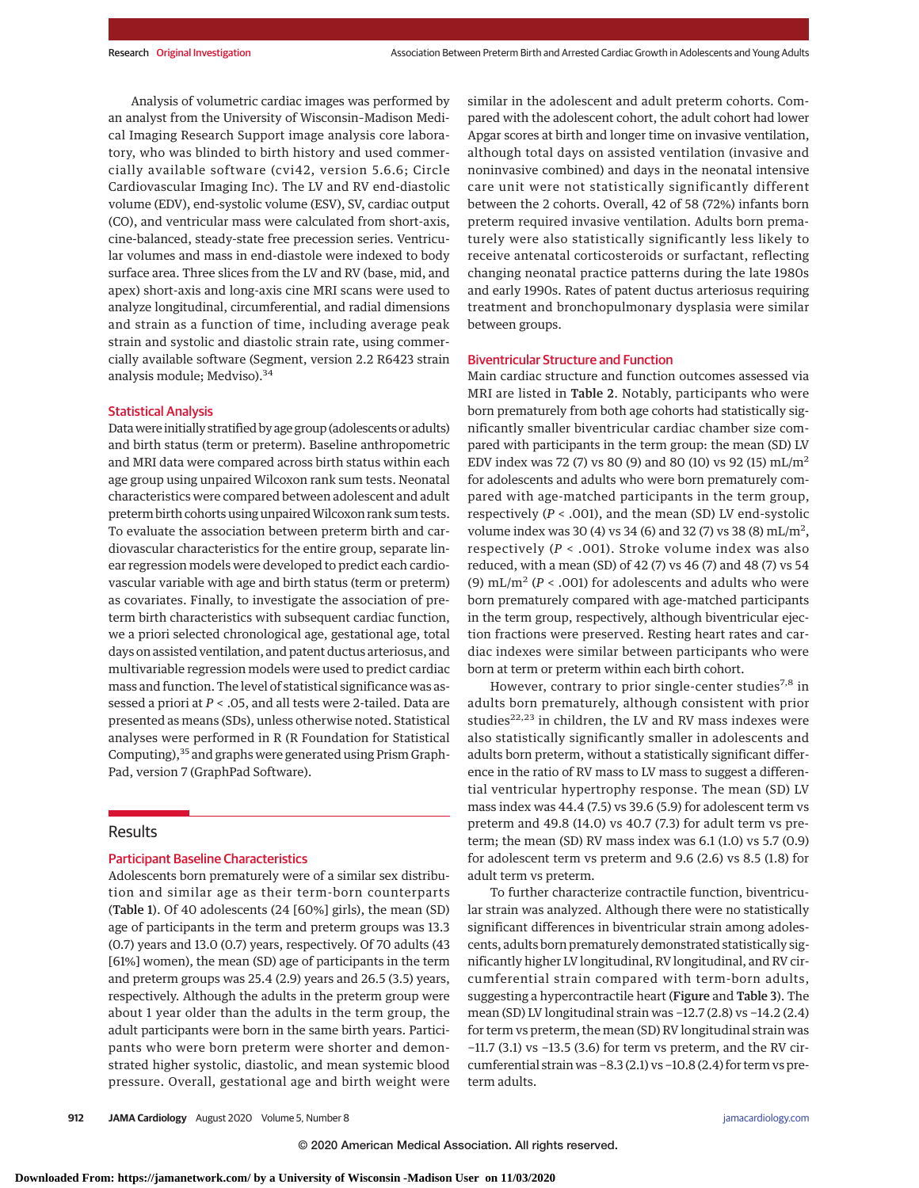Analysis of volumetric cardiac images was performed by an analyst from the University of Wisconsin–Madison Medical Imaging Research Support image analysis core laboratory, who was blinded to birth history and used commercially available software (cvi42, version 5.6.6; Circle Cardiovascular Imaging Inc). The LV and RV end-diastolic volume (EDV), end-systolic volume (ESV), SV, cardiac output (CO), and ventricular mass were calculated from short-axis, cine-balanced, steady-state free precession series. Ventricular volumes and mass in end-diastole were indexed to body surface area. Three slices from the LV and RV (base, mid, and apex) short-axis and long-axis cine MRI scans were used to analyze longitudinal, circumferential, and radial dimensions and strain as a function of time, including average peak strain and systolic and diastolic strain rate, using commercially available software (Segment, version 2.2 R6423 strain analysis module; Medviso).[34]

### Statistical Analysis

Data were initially stratified by age group (adolescents or adults) and birth status (term or preterm). Baseline anthropometric and MRI data were compared across birth status within each age group using unpaired Wilcoxon rank sum tests. Neonatal characteristics were compared between adolescent and adult preterm birth cohorts using unpaired Wilcoxon rank sum tests. To evaluate the association between preterm birth and cardiovascular characteristics for the entire group, separate linear regression models were developed to predict each cardiovascular variable with age and birth status (term or preterm) as covariates. Finally, to investigate the association of preterm birth characteristics with subsequent cardiac function, we a priori selected chronological age, gestational age, total days on assisted ventilation, and patent ductus arteriosus, and multivariable regression models were used to predict cardiac mass and function. The level of statistical significance was assessed a priori at $P < .05$, and all tests were 2-tailed. Data are presented as means (SDs), unless otherwise noted. Statistical analyses were performed in R (R Foundation for Statistical Computing),[35] and graphs were generated using Prism GraphPad, version 7 (GraphPad Software).

## Results

### Participant Baseline Characteristics

Adolescents born prematurely were of a similar sex distribution and similar age as their term-born counterparts (**Table 1**). Of 40 adolescents (24 [60%] girls), the mean (SD) age of participants in the term and preterm groups was 13.3 (0.7) years and 13.0 (0.7) years, respectively. Of 70 adults (43 [61%] women), the mean (SD) age of participants in the term and preterm groups was 25.4 (2.9) years and 26.5 (3.5) years, respectively. Although the adults in the preterm group were about 1 year older than the adults in the term group, the adult participants were born in the same birth years. Participants who were born preterm were shorter and demonstrated higher systolic, diastolic, and mean systemic blood pressure. Overall, gestational age and birth weight were similar in the adolescent and adult preterm cohorts. Compared with the adolescent cohort, the adult cohort had lower Apgar scores at birth and longer time on invasive ventilation, although total days on assisted ventilation (invasive and noninvasive combined) and days in the neonatal intensive care unit were not statistically significantly different between the 2 cohorts. Overall, 42 of 58 (72%) infants born preterm required invasive ventilation. Adults born prematurely were also statistically significantly less likely to receive antenatal corticosteroids or surfactant, reflecting changing neonatal practice patterns during the late 1980s and early 1990s. Rates of patent ductus arteriosus requiring treatment and bronchopulmonary dysplasia were similar between groups.

### Biventricular Structure and Function

Main cardiac structure and function outcomes assessed via MRI are listed in **Table 2**. Notably, participants who were born prematurely from both age cohorts had statistically significantly smaller biventricular cardiac chamber size compared with participants in the term group: the mean (SD) LV EDV index was 72 (7) vs 80 (9) and 80 (10) vs 92 (15) mL/m$^2$ for adolescents and adults who were born prematurely compared with age-matched participants in the term group, respectively ($P < .001$), and the mean (SD) LV end-systolic volume index was 30 (4) vs 34 (6) and 32 (7) vs 38 (8) mL/m$^2$, respectively ($P < .001$). Stroke volume index was also reduced, with a mean (SD) of 42 (7) vs 46 (7) and 48 (7) vs 54 (9) mL/m$^2$ ($P < .001$) for adolescents and adults who were born prematurely compared with age-matched participants in the term group, respectively, although biventricular ejection fractions were preserved. Resting heart rates and cardiac indexes were similar between participants who were born at term or preterm within each birth cohort.

However, contrary to prior single-center studies[7,8] in adults born prematurely, although consistent with prior studies[22,23] in children, the LV and RV mass indexes were also statistically significantly smaller in adolescents and adults born preterm, without a statistically significant difference in the ratio of RV mass to LV mass to suggest a differential ventricular hypertrophy response. The mean (SD) LV mass index was 44.4 (7.5) vs 39.6 (5.9) for adolescent term vs preterm and 49.8 (14.0) vs 40.7 (7.3) for adult term vs preterm; the mean (SD) RV mass index was 6.1 (1.0) vs 5.7 (0.9) for adolescent term vs preterm and 9.6 (2.6) vs 8.5 (1.8) for adult term vs preterm.

To further characterize contractile function, biventricular strain was analyzed. Although there were no statistically significant differences in biventricular strain among adolescents, adults born prematurely demonstrated statistically significantly higher LV longitudinal, RV longitudinal, and RV circumferential strain compared with term-born adults, suggesting a hypercontractile heart (**Figure** and **Table 3**). The mean (SD) LV longitudinal strain was −12.7 (2.8) vs −14.2 (2.4) for term vs preterm, the mean (SD) RV longitudinal strain was −11.7 (3.1) vs −13.5 (3.6) for term vs preterm, and the RV circumferential strain was −8.3 (2.1) vs −10.8 (2.4) for term vs preterm adults.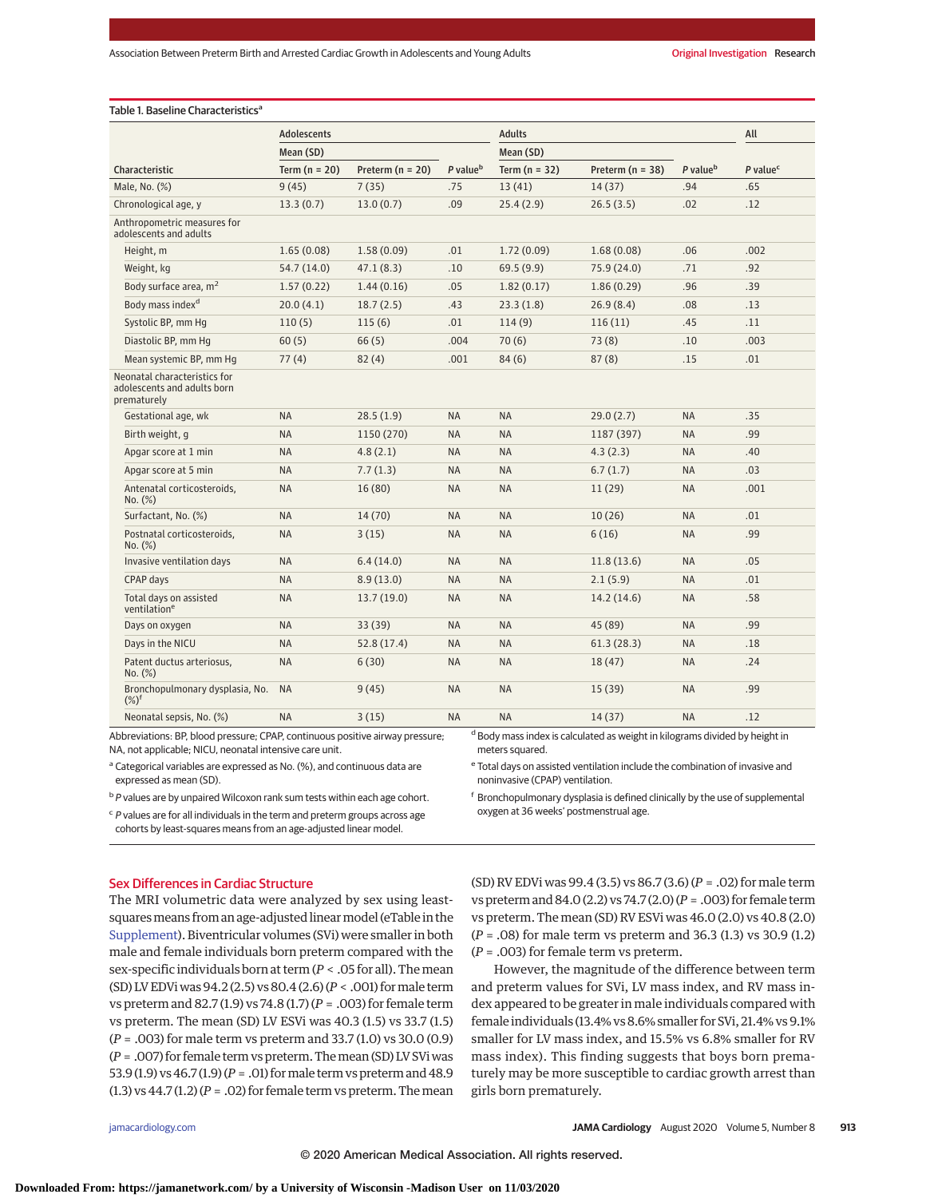Table 1. Baseline Characteristics[a]

| Characteristic | Adolescents | | | Adults | | | All |
|---|---|---|---|---|---|---|---|
| | Mean (SD) | | | Mean (SD) | | | |
| | Term (n = 20) | Preterm (n = 20) | *P* value[b] | Term (n = 32) | Preterm (n = 38) | *P* value[b] | *P* value[c] |
| Male, No. (%) | 9 (45) | 7 (35) | .75 | 13 (41) | 14 (37) | .94 | .65 |
| Chronological age, y | 13.3 (0.7) | 13.0 (0.7) | .09 | 25.4 (2.9) | 26.5 (3.5) | .02 | .12 |
| Anthropometric measures for adolescents and adults | | | | | | | |
| Height, m | 1.65 (0.08) | 1.58 (0.09) | .01 | 1.72 (0.09) | 1.68 (0.08) | .06 | .002 |
| Weight, kg | 54.7 (14.0) | 47.1 (8.3) | .10 | 69.5 (9.9) | 75.9 (24.0) | .71 | .92 |
| Body surface area, $m^2$ | 1.57 (0.22) | 1.44 (0.16) | .05 | 1.82 (0.17) | 1.86 (0.29) | .96 | .39 |
| Body mass index[d] | 20.0 (4.1) | 18.7 (2.5) | .43 | 23.3 (1.8) | 26.9 (8.4) | .08 | .13 |
| Systolic BP, mm Hg | 110 (5) | 115 (6) | .01 | 114 (9) | 116 (11) | .45 | .11 |
| Diastolic BP, mm Hg | 60 (5) | 66 (5) | .004 | 70 (6) | 73 (8) | .10 | .003 |
| Mean systemic BP, mm Hg | 77 (4) | 82 (4) | .001 | 84 (6) | 87 (8) | .15 | .01 |
| Neonatal characteristics for adolescents and adults born prematurely | | | | | | | |
| Gestational age, wk | NA | 28.5 (1.9) | NA | NA | 29.0 (2.7) | NA | .35 |
| Birth weight, g | NA | 1150 (270) | NA | NA | 1187 (397) | NA | .99 |
| Apgar score at 1 min | NA | 4.8 (2.1) | NA | NA | 4.3 (2.3) | NA | .40 |
| Apgar score at 5 min | NA | 7.7 (1.3) | NA | NA | 6.7 (1.7) | NA | .03 |
| Antenatal corticosteroids, No. (%) | NA | 16 (80) | NA | NA | 11 (29) | NA | .001 |
| Surfactant, No. (%) | NA | 14 (70) | NA | NA | 10 (26) | NA | .01 |
| Postnatal corticosteroids, No. (%) | NA | 3 (15) | NA | NA | 6 (16) | NA | .99 |
| Invasive ventilation days | NA | 6.4 (14.0) | NA | NA | 11.8 (13.6) | NA | .05 |
| CPAP days | NA | 8.9 (13.0) | NA | NA | 2.1 (5.9) | NA | .01 |
| Total days on assisted ventilation[e] | NA | 13.7 (19.0) | NA | NA | 14.2 (14.6) | NA | .58 |
| Days on oxygen | NA | 33 (39) | NA | NA | 45 (89) | NA | .99 |
| Days in the NICU | NA | 52.8 (17.4) | NA | NA | 61.3 (28.3) | NA | .18 |
| Patent ductus arteriosus, No. (%) | NA | 6 (30) | NA | NA | 18 (47) | NA | .24 |
| Bronchopulmonary dysplasia, No. (%)[f] | NA | 9 (45) | NA | NA | 15 (39) | NA | .99 |
| Neonatal sepsis, No. (%) | NA | 3 (15) | NA | NA | 14 (37) | NA | .12 |

Abbreviations: BP, blood pressure; CPAP, continuous positive airway pressure; NA, not applicable; NICU, neonatal intensive care unit.

[a] Categorical variables are expressed as No. (%), and continuous data are expressed as mean (SD).

[b] *P* values are by unpaired Wilcoxon rank sum tests within each age cohort.

[c] *P* values are for all individuals in the term and preterm groups across age cohorts by least-squares means from an age-adjusted linear model.

[d] Body mass index is calculated as weight in kilograms divided by height in meters squared.

[e] Total days on assisted ventilation include the combination of invasive and noninvasive (CPAP) ventilation.

[f] Bronchopulmonary dysplasia is defined clinically by the use of supplemental oxygen at 36 weeks' postmenstrual age.

## Sex Differences in Cardiac Structure

The MRI volumetric data were analyzed by sex using least-squares means from an age-adjusted linear model (eTable in the Supplement). Biventricular volumes (SVi) were smaller in both male and female individuals born preterm compared with the sex-specific individuals born at term ($P < .05$ for all). The mean (SD) LV EDVi was 94.2 (2.5) vs 80.4 (2.6) ($P < .001$) for male term vs preterm and 82.7 (1.9) vs 74.8 (1.7) ($P = .003$) for female term vs preterm. The mean (SD) LV ESVi was 40.3 (1.5) vs 33.7 (1.5) ($P = .003$) for male term vs preterm and 33.7 (1.0) vs 30.0 (0.9) ($P = .007$) for female term vs preterm. The mean (SD) LV SVi was 53.9 (1.9) vs 46.7 (1.9) ($P = .01$) for male term vs preterm and 48.9 (1.3) vs 44.7 (1.2) ($P = .02$) for female term vs preterm. The mean (SD) RV EDVi was 99.4 (3.5) vs 86.7 (3.6) ($P = .02$) for male term vs preterm and 84.0 (2.2) vs 74.7 (2.0) ($P = .003$) for female term vs preterm. The mean (SD) RV ESVi was 46.0 (2.0) vs 40.8 (2.0) ($P = .08$) for male term vs preterm and 36.3 (1.3) vs 30.9 (1.2) ($P = .003$) for female term vs preterm.

However, the magnitude of the difference between term and preterm values for SVi, LV mass index, and RV mass index appeared to be greater in male individuals compared with female individuals (13.4% vs 8.6% smaller for SVi, 21.4% vs 9.1% smaller for LV mass index, and 15.5% vs 6.8% smaller for RV mass index). This finding suggests that boys born prematurely may be more susceptible to cardiac growth arrest than girls born prematurely.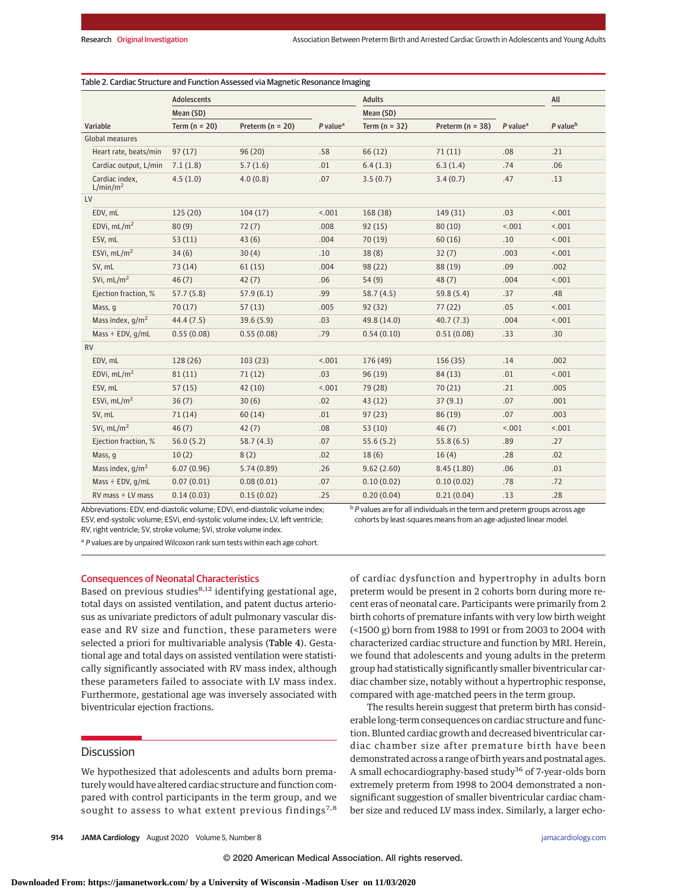Table 2. Cardiac Structure and Function Assessed via Magnetic Resonance Imaging

| Variable | Adolescents | | | Adults | | | All |
|---|---|---|---|---|---|---|---|
| | Mean (SD) | | | Mean (SD) | | | |
| | Term (n = 20) | Preterm (n = 20) | *P* value[a] | Term (n = 32) | Preterm (n = 38) | *P* value[a] | *P* value[b] |
| Global measures | | | | | | | |
| Heart rate, beats/min | 97 (17) | 96 (20) | .58 | 66 (12) | 71 (11) | .08 | .21 |
| Cardiac output, L/min | 7.1 (1.8) | 5.7 (1.6) | .01 | 6.4 (1.3) | 6.3 (1.4) | .74 | .06 |
| Cardiac index, L/min/m$^2$ | 4.5 (1.0) | 4.0 (0.8) | .07 | 3.5 (0.7) | 3.4 (0.7) | .47 | .13 |
| LV | | | | | | | |
| EDV, mL | 125 (20) | 104 (17) | <.001 | 168 (38) | 149 (31) | .03 | <.001 |
| EDVi, mL/m$^2$ | 80 (9) | 72 (7) | .008 | 92 (15) | 80 (10) | <.001 | <.001 |
| ESV, mL | 53 (11) | 43 (6) | .004 | 70 (19) | 60 (16) | .10 | <.001 |
| ESVi, mL/m$^2$ | 34 (6) | 30 (4) | .10 | 38 (8) | 32 (7) | .003 | <.001 |
| SV, mL | 73 (14) | 61 (15) | .004 | 98 (22) | 88 (19) | .09 | .002 |
| SVi, mL/m$^2$ | 46 (7) | 42 (7) | .06 | 54 (9) | 48 (7) | .004 | <.001 |
| Ejection fraction, % | 57.7 (5.8) | 57.9 (6.1) | .99 | 58.7 (4.5) | 59.8 (5.4) | .37 | .48 |
| Mass, g | 70 (17) | 57 (13) | .005 | 92 (32) | 77 (22) | .05 | <.001 |
| Mass index, g/m$^2$ | 44.4 (7.5) | 39.6 (5.9) | .03 | 49.8 (14.0) | 40.7 (7.3) | .004 | <.001 |
| Mass ÷ EDV, g/mL | 0.55 (0.08) | 0.55 (0.08) | .79 | 0.54 (0.10) | 0.51 (0.08) | .33 | .30 |
| RV | | | | | | | |
| EDV, mL | 128 (26) | 103 (23) | <.001 | 176 (49) | 156 (35) | .14 | .002 |
| EDVi, mL/m$^2$ | 81 (11) | 71 (12) | .03 | 96 (19) | 84 (13) | .01 | <.001 |
| ESV, mL | 57 (15) | 42 (10) | <.001 | 79 (28) | 70 (21) | .21 | .005 |
| ESVi, mL/m$^2$ | 36 (7) | 30 (6) | .02 | 43 (12) | 37 (9.1) | .07 | .001 |
| SV, mL | 71 (14) | 60 (14) | .01 | 97 (23) | 86 (19) | .07 | .003 |
| SVi, mL/m$^2$ | 46 (7) | 42 (7) | .08 | 53 (10) | 46 (7) | <.001 | <.001 |
| Ejection fraction, % | 56.0 (5.2) | 58.7 (4.3) | .07 | 55.6 (5.2) | 55.8 (6.5) | .89 | .27 |
| Mass, g | 10 (2) | 8 (2) | .02 | 18 (6) | 16 (4) | .28 | .02 |
| Mass index, g/m$^2$ | 6.07 (0.96) | 5.74 (0.89) | .26 | 9.62 (2.60) | 8.45 (1.80) | .06 | .01 |
| Mass ÷ EDV, g/mL | 0.07 (0.01) | 0.08 (0.01) | .07 | 0.10 (0.02) | 0.10 (0.02) | .78 | .72 |
| RV mass ÷ LV mass | 0.14 (0.03) | 0.15 (0.02) | .25 | 0.20 (0.04) | 0.21 (0.04) | .13 | .28 |

Abbreviations: EDV, end-diastolic volume; EDVi, end-diastolic volume index; ESV, end-systolic volume; ESVi, end-systolic volume index; LV, left ventricle; RV, right ventricle; SV, stroke volume; SVi, stroke volume index.

[a] *P* values are by unpaired Wilcoxon rank sum tests within each age cohort.

[b] *P* values are for all individuals in the term and preterm groups across age cohorts by least-squares means from an age-adjusted linear model.

### Consequences of Neonatal Characteristics

Based on previous studies[8,12] identifying gestational age, total days on assisted ventilation, and patent ductus arteriosus as univariate predictors of adult pulmonary vascular disease and RV size and function, these parameters were selected a priori for multivariable analysis (**Table 4**). Gestational age and total days on assisted ventilation were statistically significantly associated with RV mass index, although these parameters failed to associate with LV mass index. Furthermore, gestational age was inversely associated with biventricular ejection fractions.

## Discussion

We hypothesized that adolescents and adults born prematurely would have altered cardiac structure and function compared with control participants in the term group, and we sought to assess to what extent previous findings[7,8] of cardiac dysfunction and hypertrophy in adults born preterm would be present in 2 cohorts born during more recent eras of neonatal care. Participants were primarily from 2 birth cohorts of premature infants with very low birth weight (<1500 g) born from 1988 to 1991 or from 2003 to 2004 with characterized cardiac structure and function by MRI. Herein, we found that adolescents and young adults in the preterm group had statistically significantly smaller biventricular cardiac chamber size, notably without a hypertrophic response, compared with age-matched peers in the term group.

The results herein suggest that preterm birth has considerable long-term consequences on cardiac structure and function. Blunted cardiac growth and decreased biventricular cardiac chamber size after premature birth have been demonstrated across a range of birth years and postnatal ages. A small echocardiography-based study[36] of 7-year-olds born extremely preterm from 1998 to 2004 demonstrated a nonsignificant suggestion of smaller biventricular cardiac chamber size and reduced LV mass index. Similarly, a larger echo-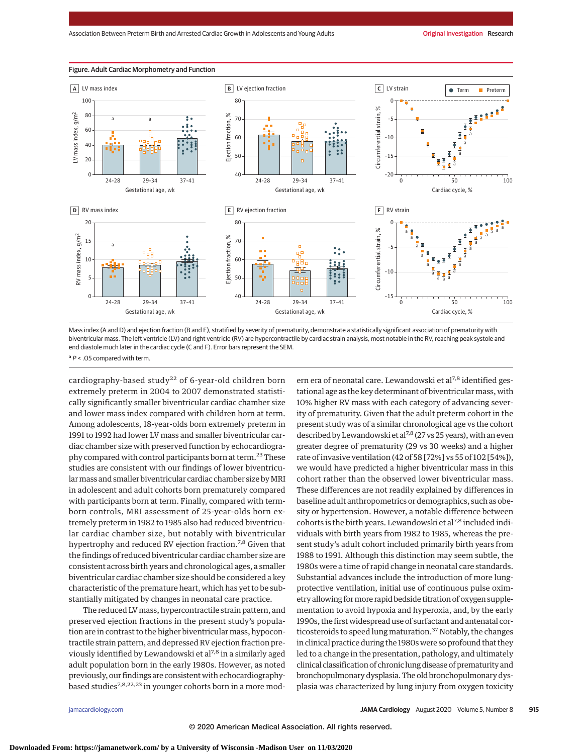**Figure. Adult Cardiac Morphometry and Function**

Mass index (A and D) and ejection fraction (B and E), stratified by severity of prematurity, demonstrate a statistically significant association of prematurity with biventricular mass. The left ventricle (LV) and right ventricle (RV) are hypercontractile by cardiac strain analysis, most notable in the RV, reaching peak systole and end diastole much later in the cardiac cycle (C and F). Error bars represent the SEM.

[a] $P < .05$ compared with term.

cardiography-based study[22] of 6-year-old children born extremely preterm in 2004 to 2007 demonstrated statistically significantly smaller biventricular cardiac chamber size and lower mass index compared with children born at term. Among adolescents, 18-year-olds born extremely preterm in 1991 to 1992 had lower LV mass and smaller biventricular cardiac chamber size with preserved function by echocardiography compared with control participants born at term.[23] These studies are consistent with our findings of lower biventricular mass and smaller biventricular cardiac chamber size by MRI in adolescent and adult cohorts born prematurely compared with participants born at term. Finally, compared with term-born controls, MRI assessment of 25-year-olds born extremely preterm in 1982 to 1985 also had reduced biventricular cardiac chamber size, but notably with biventricular hypertrophy and reduced RV ejection fraction.[7,8] Given that the findings of reduced biventricular cardiac chamber size are consistent across birth years and chronological ages, a smaller biventricular cardiac chamber size should be considered a key characteristic of the premature heart, which has yet to be substantially mitigated by changes in neonatal care practice.

The reduced LV mass, hypercontractile strain pattern, and preserved ejection fractions in the present study's population are in contrast to the higher biventricular mass, hypocontractile strain pattern, and depressed RV ejection fraction previously identified by Lewandowski et al[7,8] in a similarly aged adult population born in the early 1980s. However, as noted previously, our findings are consistent with echocardiography-based studies[7,8,22,23] in younger cohorts born in a more modern era of neonatal care. Lewandowski et al[7,8] identified gestational age as the key determinant of biventricular mass, with 10% higher RV mass with each category of advancing severity of prematurity. Given that the adult preterm cohort in the present study was of a similar chronological age to the cohort described by Lewandowski et al[7,8] (27 vs 25 years), with an even greater degree of prematurity (29 vs 30 weeks) and a higher rate of invasive ventilation (42 of 58 [72%] vs 55 of 102 [54%]), we would have predicted a higher biventricular mass in this cohort rather than the observed lower biventricular mass. These differences are not readily explained by differences in baseline adult anthropometrics or demographics, such as obesity or hypertension. However, a notable difference between cohorts is the birth years. Lewandowski et al[7,8] included individuals with birth years from 1982 to 1985, whereas the present study's adult cohort included primarily birth years from 1988 to 1991. Although this distinction may seem subtle, the 1980s were a time of rapid change in neonatal care standards. Substantial advances include the introduction of more lung-protective ventilation, initial use of continuous pulse oximetry allowing for more rapid bedside titration of oxygen supplementation to avoid hypoxia and hyperoxia, and, by the early 1990s, the first widespread use of surfactant and antenatal corticosteroids to speed lung maturation.[37] Notably, the changes in clinical practice during the 1980s were so profound that they led to a change in the presentation, pathology, and ultimately clinical classification of chronic lung disease of prematurity and bronchopulmonary dysplasia. The old bronchopulmonary dysplasia was characterized by lung injury from oxygen toxicity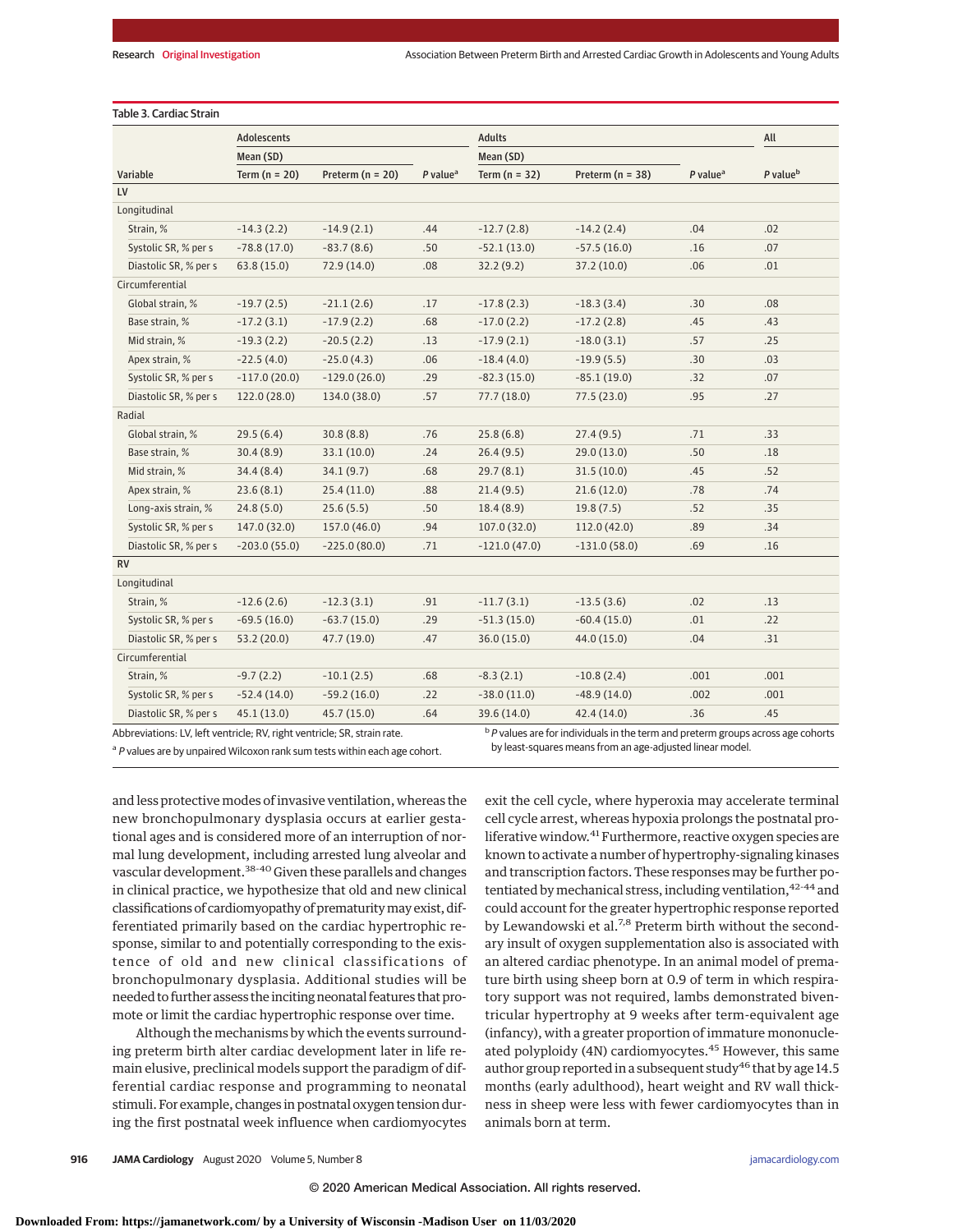Table 3. Cardiac Strain

| Variable | Adolescents | | | Adults | | | All |
|---|---|---|---|---|---|---|---|
| | Mean (SD) | | | Mean (SD) | | | |
| | Term (n = 20) | Preterm (n = 20) | P value[a] | Term (n = 32) | Preterm (n = 38) | P value[a] | P value[b] |
| **LV** | | | | | | | |
| Longitudinal | | | | | | | |
| Strain, % | -14.3 (2.2) | -14.9 (2.1) | .44 | -12.7 (2.8) | -14.2 (2.4) | .04 | .02 |
| Systolic SR, % per s | -78.8 (17.0) | -83.7 (8.6) | .50 | -52.1 (13.0) | -57.5 (16.0) | .16 | .07 |
| Diastolic SR, % per s | 63.8 (15.0) | 72.9 (14.0) | .08 | 32.2 (9.2) | 37.2 (10.0) | .06 | .01 |
| Circumferential | | | | | | | |
| Global strain, % | -19.7 (2.5) | -21.1 (2.6) | .17 | -17.8 (2.3) | -18.3 (3.4) | .30 | .08 |
| Base strain, % | -17.2 (3.1) | -17.9 (2.2) | .68 | -17.0 (2.2) | -17.2 (2.8) | .45 | .43 |
| Mid strain, % | -19.3 (2.2) | -20.5 (2.2) | .13 | -17.9 (2.1) | -18.0 (3.1) | .57 | .25 |
| Apex strain, % | -22.5 (4.0) | -25.0 (4.3) | .06 | -18.4 (4.0) | -19.9 (5.5) | .30 | .03 |
| Systolic SR, % per s | -117.0 (20.0) | -129.0 (26.0) | .29 | -82.3 (15.0) | -85.1 (19.0) | .32 | .07 |
| Diastolic SR, % per s | 122.0 (28.0) | 134.0 (38.0) | .57 | 77.7 (18.0) | 77.5 (23.0) | .95 | .27 |
| Radial | | | | | | | |
| Global strain, % | 29.5 (6.4) | 30.8 (8.8) | .76 | 25.8 (6.8) | 27.4 (9.5) | .71 | .33 |
| Base strain, % | 30.4 (8.9) | 33.1 (10.0) | .24 | 26.4 (9.5) | 29.0 (13.0) | .50 | .18 |
| Mid strain, % | 34.4 (8.4) | 34.1 (9.7) | .68 | 29.7 (8.1) | 31.5 (10.0) | .45 | .52 |
| Apex strain, % | 23.6 (8.1) | 25.4 (11.0) | .88 | 21.4 (9.5) | 21.6 (12.0) | .78 | .74 |
| Long-axis strain, % | 24.8 (5.0) | 25.6 (5.5) | .50 | 18.4 (8.9) | 19.8 (7.5) | .52 | .35 |
| Systolic SR, % per s | 147.0 (32.0) | 157.0 (46.0) | .94 | 107.0 (32.0) | 112.0 (42.0) | .89 | .34 |
| Diastolic SR, % per s | -203.0 (55.0) | -225.0 (80.0) | .71 | -121.0 (47.0) | -131.0 (58.0) | .69 | .16 |
| **RV** | | | | | | | |
| Longitudinal | | | | | | | |
| Strain, % | -12.6 (2.6) | -12.3 (3.1) | .91 | -11.7 (3.1) | -13.5 (3.6) | .02 | .13 |
| Systolic SR, % per s | -69.5 (16.0) | -63.7 (15.0) | .29 | -51.3 (15.0) | -60.4 (15.0) | .01 | .22 |
| Diastolic SR, % per s | 53.2 (20.0) | 47.7 (19.0) | .47 | 36.0 (15.0) | 44.0 (15.0) | .04 | .31 |
| Circumferential | | | | | | | |
| Strain, % | -9.7 (2.2) | -10.1 (2.5) | .68 | -8.3 (2.1) | -10.8 (2.4) | .001 | .001 |
| Systolic SR, % per s | -52.4 (14.0) | -59.2 (16.0) | .22 | -38.0 (11.0) | -48.9 (14.0) | .002 | .001 |
| Diastolic SR, % per s | 45.1 (13.0) | 45.7 (15.0) | .64 | 39.6 (14.0) | 42.4 (14.0) | .36 | .45 |

Abbreviations: LV, left ventricular; RV, right ventricular; SR, strain rate.

[a] P values are by unpaired Wilcoxon rank sum tests within each age cohort.

[b] P values are for individuals in the term and preterm groups across age cohorts by least-squares means from an age-adjusted linear model.

and less protective modes of invasive ventilation, whereas the new bronchopulmonary dysplasia occurs at earlier gestational ages and is considered more of an interruption of normal lung development, including arrested lung alveolar and vascular development.[38-40] Given these parallels and changes in clinical practice, we hypothesize that old and new clinical classifications of cardiomyopathy of prematurity may exist, differentiated primarily based on the cardiac hypertrophic response, similar to and potentially corresponding to the existence of old and new clinical classifications of bronchopulmonary dysplasia. Additional studies will be needed to further assess the inciting neonatal features that promote or limit the cardiac hypertrophic response over time.

Although the mechanisms by which the events surrounding preterm birth alter cardiac development later in life remain elusive, preclinical models support the paradigm of differential cardiac response and programming to neonatal stimuli. For example, changes in postnatal oxygen tension during the first postnatal week influence when cardiomyocytes exit the cell cycle, where hyperoxia may accelerate terminal cell cycle arrest, whereas hypoxia prolongs the postnatal proliferative window.[41] Furthermore, reactive oxygen species are known to activate a number of hypertrophy-signaling kinases and transcription factors. These responses may be further potentiated by mechanical stress, including ventilation,[42-44] and could account for the greater hypertrophic response reported by Lewandowski et al.[7,8] Preterm birth without the secondary insult of oxygen supplementation also is associated with an altered cardiac phenotype. In an animal model of premature birth using sheep born at 0.9 of term in which respiratory support was not required, lambs demonstrated biventricular hypertrophy at 9 weeks after term-equivalent age (infancy), with a greater proportion of immature mononucleated polyploidy (4N) cardiomyocytes.[45] However, this same author group reported in a subsequent study[46] that by age 14.5 months (early adulthood), heart weight and RV wall thickness in sheep were less with fewer cardiomyocytes than in animals born at term.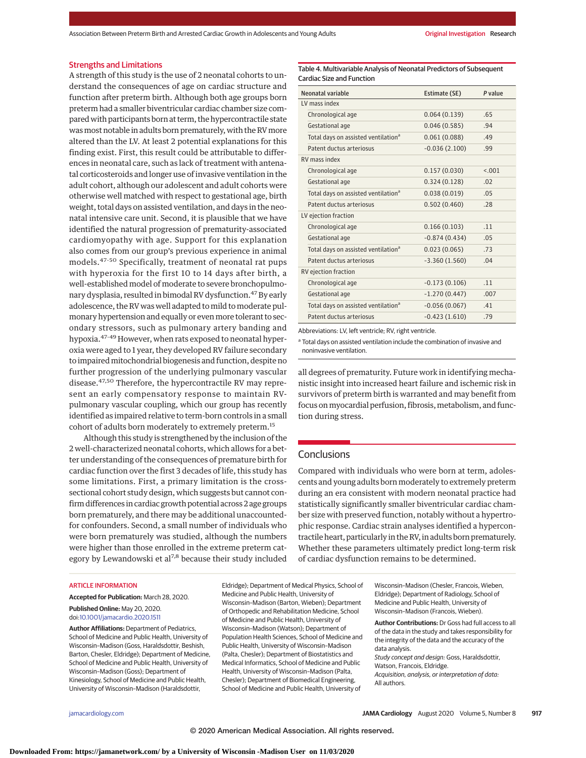## Strengths and Limitations

A strength of this study is the use of 2 neonatal cohorts to understand the consequences of age on cardiac structure and function after preterm birth. Although both age groups born preterm had a smaller biventricular cardiac chamber size compared with participants born at term, the hypercontractile state was most notable in adults born prematurely, with the RV more altered than the LV. At least 2 potential explanations for this finding exist. First, this result could be attributable to differences in neonatal care, such as lack of treatment with antenatal corticosteroids and longer use of invasive ventilation in the adult cohort, although our adolescent and adult cohorts were otherwise well matched with respect to gestational age, birth weight, total days on assisted ventilation, and days in the neonatal intensive care unit. Second, it is plausible that we have identified the natural progression of prematurity-associated cardiomyopathy with age. Support for this explanation also comes from our group's previous experience in animal models.[47-50] Specifically, treatment of neonatal rat pups with hyperoxia for the first 10 to 14 days after birth, a well-established model of moderate to severe bronchopulmonary dysplasia, resulted in bimodal RV dysfunction.[47] By early adolescence, the RV was well adapted to mild to moderate pulmonary hypertension and equally or even more tolerant to secondary stressors, such as pulmonary artery banding and hypoxia.[47-49] However, when rats exposed to neonatal hyperoxia were aged to 1 year, they developed RV failure secondary to impaired mitochondrial biogenesis and function, despite no further progression of the underlying pulmonary vascular disease.[47,50] Therefore, the hypercontractile RV may represent an early compensatory response to maintain RV-pulmonary vascular coupling, which our group has recently identified as impaired relative to term-born controls in a small cohort of adults born moderately to extremely preterm.[15]

Although this study is strengthened by the inclusion of the 2 well-characterized neonatal cohorts, which allows for a better understanding of the consequences of premature birth for cardiac function over the first 3 decades of life, this study has some limitations. First, a primary limitation is the cross-sectional cohort study design, which suggests but cannot confirm differences in cardiac growth potential across 2 age groups born prematurely, and there may be additional unaccounted-for confounders. Second, a small number of individuals who were born prematurely was studied, although the numbers were higher than those enrolled in the extreme preterm category by Lewandowski et al[7,8] because their study included all degrees of prematurity. Future work in identifying mechanistic insight into increased heart failure and ischemic risk in survivors of preterm birth is warranted and may benefit from focus on myocardial perfusion, fibrosis, metabolism, and function during stress.

Table 4. Multivariable Analysis of Neonatal Predictors of Subsequent Cardiac Size and Function

| Neonatal variable | Estimate (SE) | P value |
|---|---|---|
| LV mass index | | |
| Chronological age | 0.064 (0.139) | .65 |
| Gestational age | 0.046 (0.585) | .94 |
| Total days on assisted ventilation[a] | 0.061 (0.088) | .49 |
| Patent ductus arteriosus | -0.036 (2.100) | .99 |
| RV mass index | | |
| Chronological age | 0.157 (0.030) | <.001 |
| Gestational age | 0.324 (0.128) | .02 |
| Total days on assisted ventilation[a] | 0.038 (0.019) | .05 |
| Patent ductus arteriosus | 0.502 (0.460) | .28 |
| LV ejection fraction | | |
| Chronological age | 0.166 (0.103) | .11 |
| Gestational age | -0.874 (0.434) | .05 |
| Total days on assisted ventilation[a] | 0.023 (0.065) | .73 |
| Patent ductus arteriosus | -3.360 (1.560) | .04 |
| RV ejection fraction | | |
| Chronological age | -0.173 (0.106) | .11 |
| Gestational age | -1.270 (0.447) | .007 |
| Total days on assisted ventilation[a] | -0.056 (0.067) | .41 |
| Patent ductus arteriosus | -0.423 (1.610) | .79 |

Abbreviations: LV, left ventricular; RV, right ventricle.

[a] Total days on assisted ventilation include the combination of invasive and noninvasive ventilation.

## Conclusions

Compared with individuals who were born at term, adolescents and young adults born moderately to extremely preterm during an era consistent with modern neonatal practice had statistically significantly smaller biventricular cardiac chamber size with preserved function, notably without a hypertrophic response. Cardiac strain analyses identified a hypercontractile heart, particularly in the RV, in adults born prematurely. Whether these parameters ultimately predict long-term risk of cardiac dysfunction remains to be determined.

ARTICLE INFORMATION

**Accepted for Publication:** March 28, 2020.

**Published Online:** May 20, 2020. doi:10.1001/jamacardio.2020.1511

**Author Affiliations:** Department of Pediatrics, School of Medicine and Public Health, University of Wisconsin–Madison (Goss, Haraldsdottir, Beshish, Barton, Chesler, Eldridge); Department of Medicine, School of Medicine and Public Health, University of Wisconsin–Madison (Goss); Department of Kinesiology, School of Medicine and Public Health, University of Wisconsin–Madison (Haraldsdottir, Eldridge); Department of Medical Physics, School of Medicine and Public Health, University of Wisconsin–Madison (Barton, Wieben); Department of Orthopedic and Rehabilitation Medicine, School of Medicine and Public Health, University of Wisconsin–Madison (Watson); Department of Population Health Sciences, School of Medicine and Public Health, University of Wisconsin–Madison (Palta, Chesler); Department of Biostatistics and Medical Informatics, School of Medicine and Public Health, University of Wisconsin–Madison (Palta, Chesler); Department of Biomedical Engineering, School of Medicine and Public Health, University of Wisconsin–Madison (Chesler, Francois, Wieben, Eldridge); Department of Radiology, School of Medicine and Public Health, University of Wisconsin–Madison (Francois, Wieben).

**Author Contributions:** Dr Goss had full access to all of the data in the study and takes responsibility for the integrity of the data and the accuracy of the data analysis.

*Study concept and design:* Goss, Haraldsdottir, Watson, Francois, Eldridge.

*Acquisition, analysis, or interpretation of data:* All authors.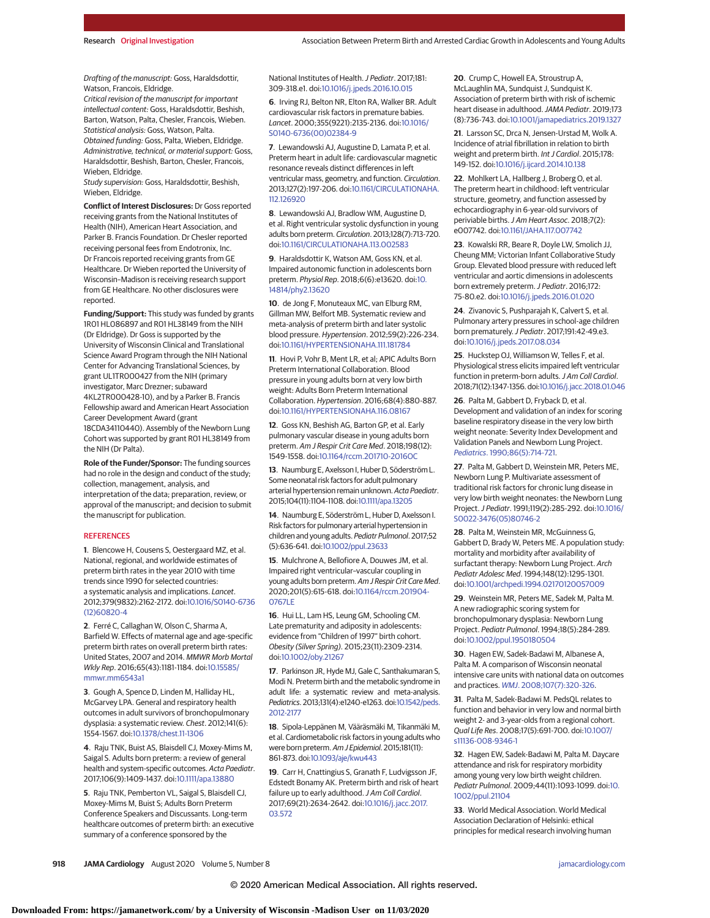*Drafting of the manuscript:* Goss, Haraldsdottir, Watson, Francois, Eldridge.
*Critical revision of the manuscript for important intellectual content:* Goss, Haraldsdottir, Beshish, Barton, Watson, Palta, Chesler, Francois, Wieben.
*Statistical analysis:* Goss, Watson, Palta.
*Obtained funding:* Goss, Palta, Wieben, Eldridge.
*Administrative, technical, or material support:* Goss, Haraldsdottir, Beshish, Barton, Chesler, Francois, Wieben, Eldridge.
*Study supervision:* Goss, Haraldsdottir, Beshish, Wieben, Eldridge.

**Conflict of Interest Disclosures:** Dr Goss reported receiving grants from the National Institutes of Health (NIH), American Heart Association, and Parker B. Francis Foundation. Dr Chesler reported receiving personal fees from Endotronix, Inc. Dr Francois reported receiving grants from GE Healthcare. Dr Wieben reported the University of Wisconsin–Madison is receiving research support from GE Healthcare. No other disclosures were reported.

**Funding/Support:** This study was funded by grants 1R01 HL086897 and R01 HL38149 from the NIH (Dr Eldridge). Dr Goss is supported by the University of Wisconsin Clinical and Translational Science Award Program through the NIH National Center for Advancing Translational Sciences, by grant UL1TR000427 from the NIH (primary investigator, Marc Drezner; subaward 4KL2TR000428-10), and by a Parker B. Francis Fellowship award and American Heart Association Career Development Award (grant 18CDA34110440). Assembly of the Newborn Lung Cohort was supported by grant R01 HL38149 from the NIH (Dr Palta).

**Role of the Funder/Sponsor:** The funding sources had no role in the design and conduct of the study; collection, management, analysis, and interpretation of the data; preparation, review, or approval of the manuscript; and decision to submit the manuscript for publication.

## REFERENCES

1. Blencowe H, Cousens S, Oestergaard MZ, et al. National, regional, and worldwide estimates of preterm birth rates in the year 2010 with time trends since 1990 for selected countries: a systematic analysis and implications. *Lancet*. 2012;379(9832):2162-2172. doi:10.1016/S0140-6736(12)60820-4

2. Ferré C, Callaghan W, Olson C, Sharma A, Barfield W. Effects of maternal age and age-specific preterm birth rates on overall preterm birth rates: United States, 2007 and 2014. *MMWR Morb Mortal Wkly Rep*. 2016;65(43):1181-1184. doi:10.15585/mmwr.mm6543a1

3. Gough A, Spence D, Linden M, Halliday HL, McGarvey LPA. General and respiratory health outcomes in adult survivors of bronchopulmonary dysplasia: a systematic review. *Chest*. 2012;141(6):1554-1567. doi:10.1378/chest.11-1306

4. Raju TNK, Buist AS, Blaisdell CJ, Moxey-Mims M, Saigal S. Adults born preterm: a review of general health and system-specific outcomes. *Acta Paediatr*. 2017;106(9):1409-1437. doi:10.1111/apa.13880

5. Raju TNK, Pemberton VL, Saigal S, Blaisdell CJ, Moxey-Mims M, Buist S; Adults Born Preterm Conference Speakers and Discussants. Long-term healthcare outcomes of preterm birth: an executive summary of a conference sponsored by the National Institutes of Health. *J Pediatr*. 2017;181:309-318.e1. doi:10.1016/j.jpeds.2016.10.015

6. Irving RJ, Belton NR, Elton RA, Walker BR. Adult cardiovascular risk factors in premature babies. *Lancet*. 2000;355(9221):2135-2136. doi:10.1016/S0140-6736(00)02384-9

7. Lewandowski AJ, Augustine D, Lamata P, et al. Preterm heart in adult life: cardiovascular magnetic resonance reveals distinct differences in left ventricular mass, geometry, and function. *Circulation*. 2013;127(2):197-206. doi:10.1161/CIRCULATIONAHA.112.126920

8. Lewandowski AJ, Bradlow WM, Augustine D, et al. Right ventricular systolic dysfunction in young adults born preterm. *Circulation*. 2013;128(7):713-720. doi:10.1161/CIRCULATIONAHA.113.002583

9. Haraldsdottir K, Watson AM, Goss KN, et al. Impaired autonomic function in adolescents born preterm. *Physiol Rep*. 2018;6(6):e13620. doi:10.14814/phy2.13620

10. de Jong F, Monuteaux MC, van Elburg RM, Gillman MW, Belfort MB. Systematic review and meta-analysis of preterm birth and later systolic blood pressure. *Hypertension*. 2012;59(2):226-234. doi:10.1161/HYPERTENSIONAHA.111.181784

11. Hovi P, Vohr B, Ment LR, et al; APIC Adults Born Preterm International Collaboration. Blood pressure in young adults born at very low birth weight: Adults Born Preterm International Collaboration. *Hypertension*. 2016;68(4):880-887. doi:10.1161/HYPERTENSIONAHA.116.08167

12. Goss KN, Beshish AG, Barton GP, et al. Early pulmonary vascular disease in young adults born preterm. *Am J Respir Crit Care Med*. 2018;198(12):1549-1558. doi:10.1164/rccm.201710-2016OC

13. Naumburg E, Axelsson I, Huber D, Söderström L. Some neonatal risk factors for adult pulmonary arterial hypertension remain unknown. *Acta Paediatr*. 2015;104(11):1104-1108. doi:10.1111/apa.13205

14. Naumburg E, Söderström L, Huber D, Axelsson I. Risk factors for pulmonary arterial hypertension in children and young adults. *Pediatr Pulmonol*. 2017;52(5):636-641. doi:10.1002/ppul.23633

15. Mulchrone A, Bellofiore A, Douwes JM, et al. Impaired right ventricular–vascular coupling in young adults born preterm. *Am J Respir Crit Care Med*. 2020;201(5):615-618. doi:10.1164/rccm.201904-0767LE

16. Hui LL, Lam HS, Leung GM, Schooling CM. Late prematurity and adiposity in adolescents: evidence from "Children of 1997" birth cohort. *Obesity (Silver Spring)*. 2015;23(11):2309-2314. doi:10.1002/oby.21267

17. Parkinson JR, Hyde MJ, Gale C, Santhakumaran S, Modi N. Preterm birth and the metabolic syndrome in adult life: a systematic review and meta-analysis. *Pediatrics*. 2013;131(4):e1240-e1263. doi:10.1542/peds.2012-2177

18. Sipola-Leppänen M, Vääräsmäki M, Tikanmäki M, et al. Cardiometabolic risk factors in young adults who were born preterm. *Am J Epidemiol*. 2015;181(11):861-873. doi:10.1093/aje/kwu443

19. Carr H, Cnattingius S, Granath F, Ludvigsson JF, Edstedt Bonamy AK. Preterm birth and risk of heart failure up to early adulthood. *J Am Coll Cardiol*. 2017;69(21):2634-2642. doi:10.1016/j.jacc.2017.03.572

20. Crump C, Howell EA, Stroustrup A, McLaughlin MA, Sundquist J, Sundquist K. Association of preterm birth with risk of ischemic heart disease in adulthood. *JAMA Pediatr*. 2019;173(8):736-743. doi:10.1001/jamapediatrics.2019.1327

21. Larsson SC, Drca N, Jensen-Urstad M, Wolk A. Incidence of atrial fibrillation in relation to birth weight and preterm birth. *Int J Cardiol*. 2015;178:149-152. doi:10.1016/j.ijcard.2014.10.138

22. Mohlkert LA, Hallberg J, Broberg O, et al. The preterm heart in childhood: left ventricular structure, geometry, and function assessed by echocardiography in 6-year-old survivors of periviable births. *J Am Heart Assoc*. 2018;7(2):e007742. doi:10.1161/JAHA.117.007742

23. Kowalski RR, Beare R, Doyle LW, Smolich JJ, Cheung MM; Victorian Infant Collaborative Study Group. Elevated blood pressure with reduced left ventricular and aortic dimensions in adolescents born extremely preterm. *J Pediatr*. 2016;172:75-80.e2. doi:10.1016/j.jpeds.2016.01.020

24. Zivanovic S, Pushparajah K, Calvert S, et al. Pulmonary artery pressures in school-age children born prematurely. *J Pediatr*. 2017;191:42-49.e3. doi:10.1016/j.jpeds.2017.08.034

25. Huckstep OJ, Williamson W, Telles F, et al. Physiological stress elicits impaired left ventricular function in preterm-born adults. *J Am Coll Cardiol*. 2018;71(12):1347-1356. doi:10.1016/j.jacc.2018.01.046

26. Palta M, Gabbert D, Fryback D, et al. Development and validation of an index for scoring baseline respiratory disease in the very low birth weight neonate: Severity Index Development and Validation Panels and Newborn Lung Project. *Pediatrics*. 1990;86(5):714-721.

27. Palta M, Gabbert D, Weinstein MR, Peters ME, Newborn Lung P. Multivariate assessment of traditional risk factors for chronic lung disease in very low birth weight neonates: the Newborn Lung Project. *J Pediatr*. 1991;119(2):285-292. doi:10.1016/S0022-3476(05)80746-2

28. Palta M, Weinstein MR, McGuinness G, Gabbert D, Brady W, Peters ME. A population study: mortality and morbidity after availability of surfactant therapy: Newborn Lung Project. *Arch Pediatr Adolesc Med*. 1994;148(12):1295-1301. doi:10.1001/archpedi.1994.02170120057009

29. Weinstein MR, Peters ME, Sadek M, Palta M. A new radiographic scoring system for bronchopulmonary dysplasia: Newborn Lung Project. *Pediatr Pulmonol*. 1994;18(5):284-289. doi:10.1002/ppul.1950180504

30. Hagen EW, Sadek-Badawi M, Albanese A, Palta M. A comparison of Wisconsin neonatal intensive care units with national data on outcomes and practices. *WMJ*. 2008;107(7):320-326.

31. Palta M, Sadek-Badawi M. PedsQL relates to function and behavior in very low and normal birth weight 2- and 3-year-olds from a regional cohort. *Qual Life Res*. 2008;17(5):691-700. doi:10.1007/s11136-008-9346-1

32. Hagen EW, Sadek-Badawi M, Palta M. Daycare attendance and risk for respiratory morbidity among young very low birth weight children. *Pediatr Pulmonol*. 2009;44(11):1093-1099. doi:10.1002/ppul.21104

33. World Medical Association. World Medical Association Declaration of Helsinki: ethical principles for medical research involving human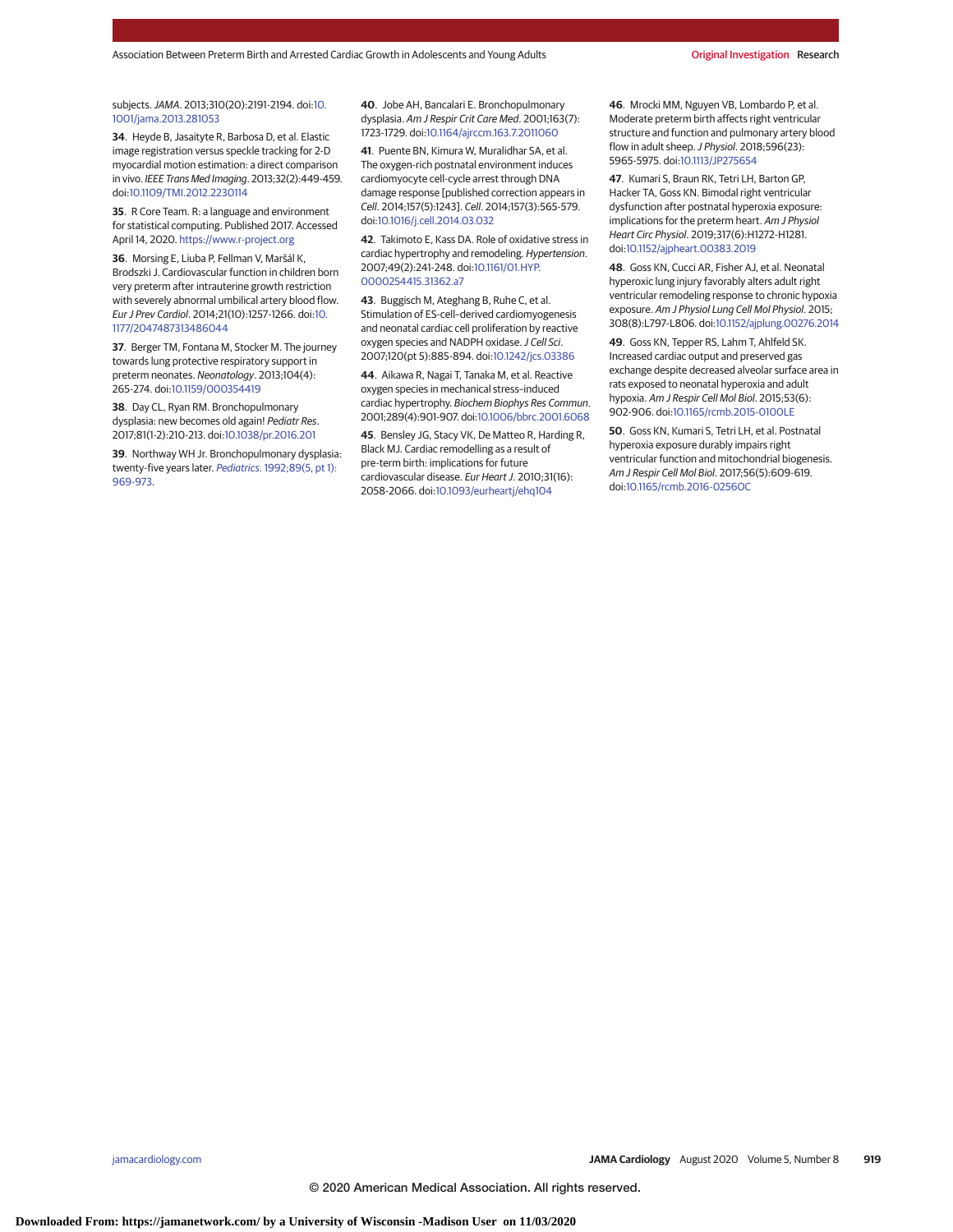subjects. *JAMA*. 2013;310(20):2191-2194. doi:10.1001/jama.2013.281053

**34**. Heyde B, Jasaityte R, Barbosa D, et al. Elastic image registration versus speckle tracking for 2-D myocardial motion estimation: a direct comparison in vivo. *IEEE Trans Med Imaging*. 2013;32(2):449-459. doi:10.1109/TMI.2012.2230114

**35**. R Core Team. R: a language and environment for statistical computing. Published 2017. Accessed April 14, 2020. https://www.r-project.org

**36**. Morsing E, Liuba P, Fellman V, Maršál K, Brodszki J. Cardiovascular function in children born very preterm after intrauterine growth restriction with severely abnormal umbilical artery blood flow. *Eur J Prev Cardiol*. 2014;21(10):1257-1266. doi:10.1177/2047487313486044

**37**. Berger TM, Fontana M, Stocker M. The journey towards lung protective respiratory support in preterm neonates. *Neonatology*. 2013;104(4):265-274. doi:10.1159/000354419

**38**. Day CL, Ryan RM. Bronchopulmonary dysplasia: new becomes old again! *Pediatr Res*. 2017;81(1-2):210-213. doi:10.1038/pr.2016.201

**39**. Northway WH Jr. Bronchopulmonary dysplasia: twenty-five years later. *Pediatrics*. 1992;89(5, pt 1):969-973.

**40**. Jobe AH, Bancalari E. Bronchopulmonary dysplasia. *Am J Respir Crit Care Med*. 2001;163(7):1723-1729. doi:10.1164/ajrccm.163.7.2011060

**41**. Puente BN, Kimura W, Muralidhar SA, et al. The oxygen-rich postnatal environment induces cardiomyocyte cell-cycle arrest through DNA damage response [published correction appears in *Cell*. 2014;157(5):1243]. *Cell*. 2014;157(3):565-579. doi:10.1016/j.cell.2014.03.032

**42**. Takimoto E, Kass DA. Role of oxidative stress in cardiac hypertrophy and remodeling. *Hypertension*. 2007;49(2):241-248. doi:10.1161/01.HYP.0000254415.31362.a7

**43**. Buggisch M, Ateghang B, Ruhe C, et al. Stimulation of ES-cell–derived cardiomyogenesis and neonatal cardiac cell proliferation by reactive oxygen species and NADPH oxidase. *J Cell Sci*. 2007;120(pt 5):885-894. doi:10.1242/jcs.03386

**44**. Aikawa R, Nagai T, Tanaka M, et al. Reactive oxygen species in mechanical stress–induced cardiac hypertrophy. *Biochem Biophys Res Commun*. 2001;289(4):901-907. doi:10.1006/bbrc.2001.6068

**45**. Bensley JG, Stacy VK, De Matteo R, Harding R, Black MJ. Cardiac remodelling as a result of pre-term birth: implications for future cardiovascular disease. *Eur Heart J*. 2010;31(16):2058-2066. doi:10.1093/eurheartj/ehq104

**46**. Mrocki MM, Nguyen VB, Lombardo P, et al. Moderate preterm birth affects right ventricular structure and function and pulmonary artery blood flow in adult sheep. *J Physiol*. 2018;596(23):5965-5975. doi:10.1113/JP275654

**47**. Kumari S, Braun RK, Tetri LH, Barton GP, Hacker TA, Goss KN. Bimodal right ventricular dysfunction after postnatal hyperoxia exposure: implications for the preterm heart. *Am J Physiol Heart Circ Physiol*. 2019;317(6):H1272-H1281. doi:10.1152/ajpheart.00383.2019

**48**. Goss KN, Cucci AR, Fisher AJ, et al. Neonatal hyperoxic lung injury favorably alters adult right ventricular remodeling response to chronic hypoxia exposure. *Am J Physiol Lung Cell Mol Physiol*. 2015;308(8):L797-L806. doi:10.1152/ajplung.00276.2014

**49**. Goss KN, Tepper RS, Lahm T, Ahlfeld SK. Increased cardiac output and preserved gas exchange despite decreased alveolar surface area in rats exposed to neonatal hyperoxia and adult hypoxia. *Am J Respir Cell Mol Biol*. 2015;53(6):902-906. doi:10.1165/rcmb.2015-0100LE

**50**. Goss KN, Kumari S, Tetri LH, et al. Postnatal hyperoxia exposure durably impairs right ventricular function and mitochondrial biogenesis. *Am J Respir Cell Mol Biol*. 2017;56(5):609-619. doi:10.1165/rcmb.2016-0256OC